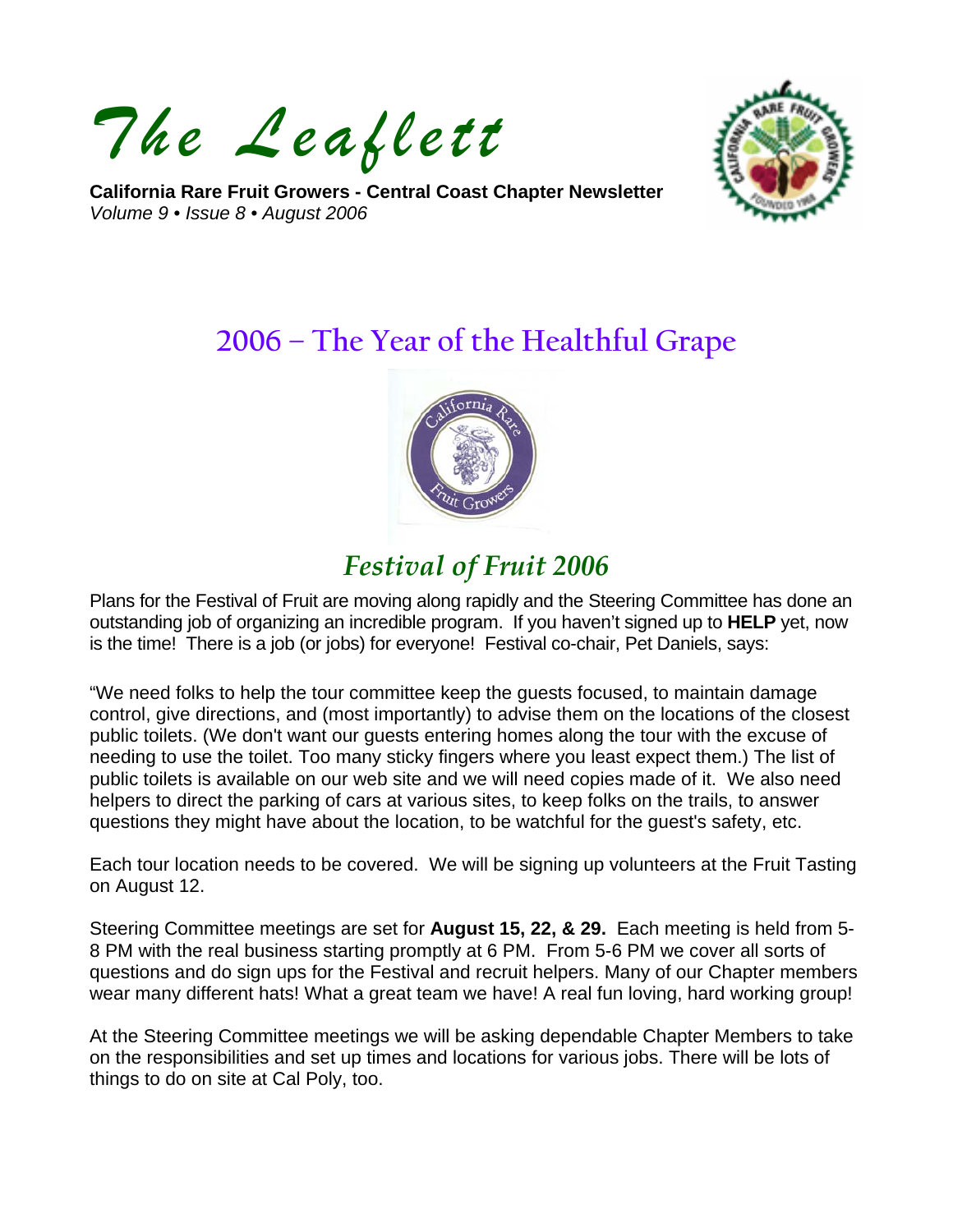# The Leaflett

**California Rare Fruit Growers - Central Coast Chapter Newsletter**
*Volume 9 • Issue 8 • August 2006*

## 2006 – The Year of the Healthful Grape

### *Festival of Fruit 2006*

Plans for the Festival of Fruit are moving along rapidly and the Steering Committee has done an outstanding job of organizing an incredible program. If you haven't signed up to **HELP** yet, now is the time! There is a job (or jobs) for everyone! Festival co-chair, Pet Daniels, says:

"We need folks to help the tour committee keep the guests focused, to maintain damage control, give directions, and (most importantly) to advise them on the locations of the closest public toilets. (We don't want our guests entering homes along the tour with the excuse of needing to use the toilet. Too many sticky fingers where you least expect them.) The list of public toilets is available on our web site and we will need copies made of it. We also need helpers to direct the parking of cars at various sites, to keep folks on the trails, to answer questions they might have about the location, to be watchful for the guest's safety, etc.

Each tour location needs to be covered. We will be signing up volunteers at the Fruit Tasting on August 12.

Steering Committee meetings are set for **August 15, 22, & 29.** Each meeting is held from 5-8 PM with the real business starting promptly at 6 PM. From 5-6 PM we cover all sorts of questions and do sign ups for the Festival and recruit helpers. Many of our Chapter members wear many different hats! What a great team we have! A real fun loving, hard working group!

At the Steering Committee meetings we will be asking dependable Chapter Members to take on the responsibilities and set up times and locations for various jobs. There will be lots of things to do on site at Cal Poly, too.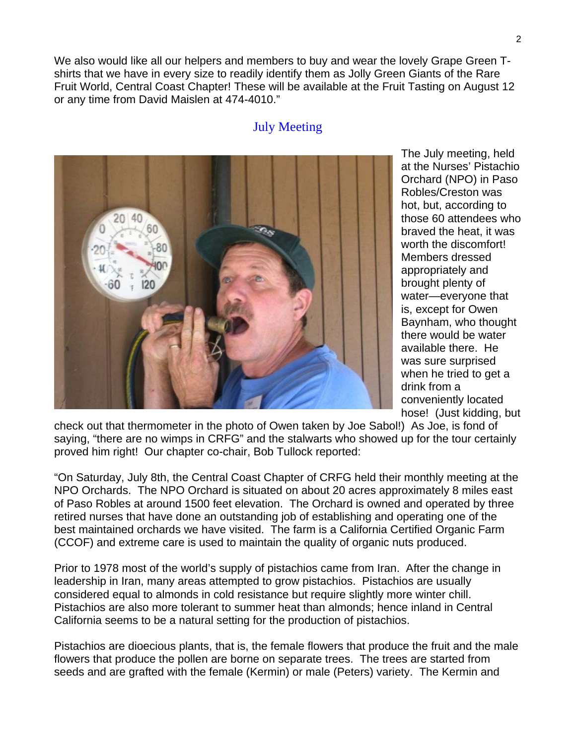We also would like all our helpers and members to buy and wear the lovely Grape Green T-shirts that we have in every size to readily identify them as Jolly Green Giants of the Rare Fruit World, Central Coast Chapter! These will be available at the Fruit Tasting on August 12 or any time from David Maislen at 474-4010."

## July Meeting

The July meeting, held at the Nurses' Pistachio Orchard (NPO) in Paso Robles/Creston was hot, but, according to those 60 attendees who braved the heat, it was worth the discomfort! Members dressed appropriately and brought plenty of water—everyone that is, except for Owen Baynham, who thought there would be water available there. He was sure surprised when he tried to get a drink from a conveniently located hose! (Just kidding, but check out that thermometer in the photo of Owen taken by Joe Sabol!) As Joe, is fond of saying, "there are no wimps in CRFG" and the stalwarts who showed up for the tour certainly proved him right! Our chapter co-chair, Bob Tullock reported:

"On Saturday, July 8th, the Central Coast Chapter of CRFG held their monthly meeting at the NPO Orchards. The NPO Orchard is situated on about 20 acres approximately 8 miles east of Paso Robles at around 1500 feet elevation. The Orchard is owned and operated by three retired nurses that have done an outstanding job of establishing and operating one of the best maintained orchards we have visited. The farm is a California Certified Organic Farm (CCOF) and extreme care is used to maintain the quality of organic nuts produced.

Prior to 1978 most of the world's supply of pistachios came from Iran. After the change in leadership in Iran, many areas attempted to grow pistachios. Pistachios are usually considered equal to almonds in cold resistance but require slightly more winter chill. Pistachios are also more tolerant to summer heat than almonds; hence inland in Central California seems to be a natural setting for the production of pistachios.

Pistachios are dioecious plants, that is, the female flowers that produce the fruit and the male flowers that produce the pollen are borne on separate trees. The trees are started from seeds and are grafted with the female (Kermin) or male (Peters) variety. The Kermin and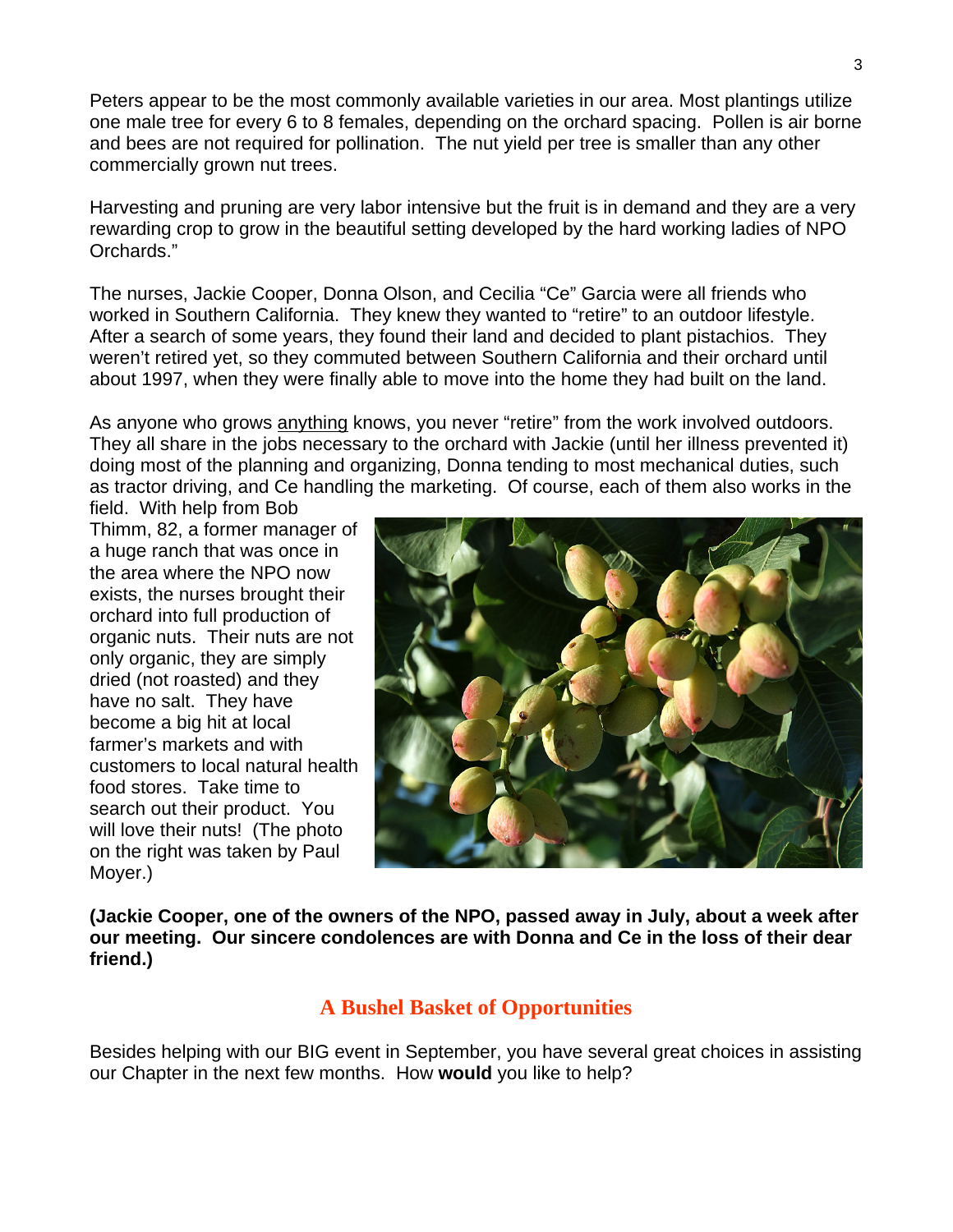Peters appear to be the most commonly available varieties in our area. Most plantings utilize one male tree for every 6 to 8 females, depending on the orchard spacing. Pollen is air borne and bees are not required for pollination. The nut yield per tree is smaller than any other commercially grown nut trees.

Harvesting and pruning are very labor intensive but the fruit is in demand and they are a very rewarding crop to grow in the beautiful setting developed by the hard working ladies of NPO Orchards."

The nurses, Jackie Cooper, Donna Olson, and Cecilia "Ce" Garcia were all friends who worked in Southern California. They knew they wanted to "retire" to an outdoor lifestyle. After a search of some years, they found their land and decided to plant pistachios. They weren't retired yet, so they commuted between Southern California and their orchard until about 1997, when they were finally able to move into the home they had built on the land.

As anyone who grows anything knows, you never "retire" from the work involved outdoors. They all share in the jobs necessary to the orchard with Jackie (until her illness prevented it) doing most of the planning and organizing, Donna tending to most mechanical duties, such as tractor driving, and Ce handling the marketing. Of course, each of them also works in the field. With help from Bob Thimm, 82, a former manager of a huge ranch that was once in the area where the NPO now exists, the nurses brought their orchard into full production of organic nuts. Their nuts are not only organic, they are simply dried (not roasted) and they have no salt. They have become a big hit at local farmer's markets and with customers to local natural health food stores. Take time to search out their product. You will love their nuts! (The photo on the right was taken by Paul Moyer.)

**(Jackie Cooper, one of the owners of the NPO, passed away in July, about a week after our meeting. Our sincere condolences are with Donna and Ce in the loss of their dear friend.)**

## A Bushel Basket of Opportunities

Besides helping with our BIG event in September, you have several great choices in assisting our Chapter in the next few months. How **would** you like to help?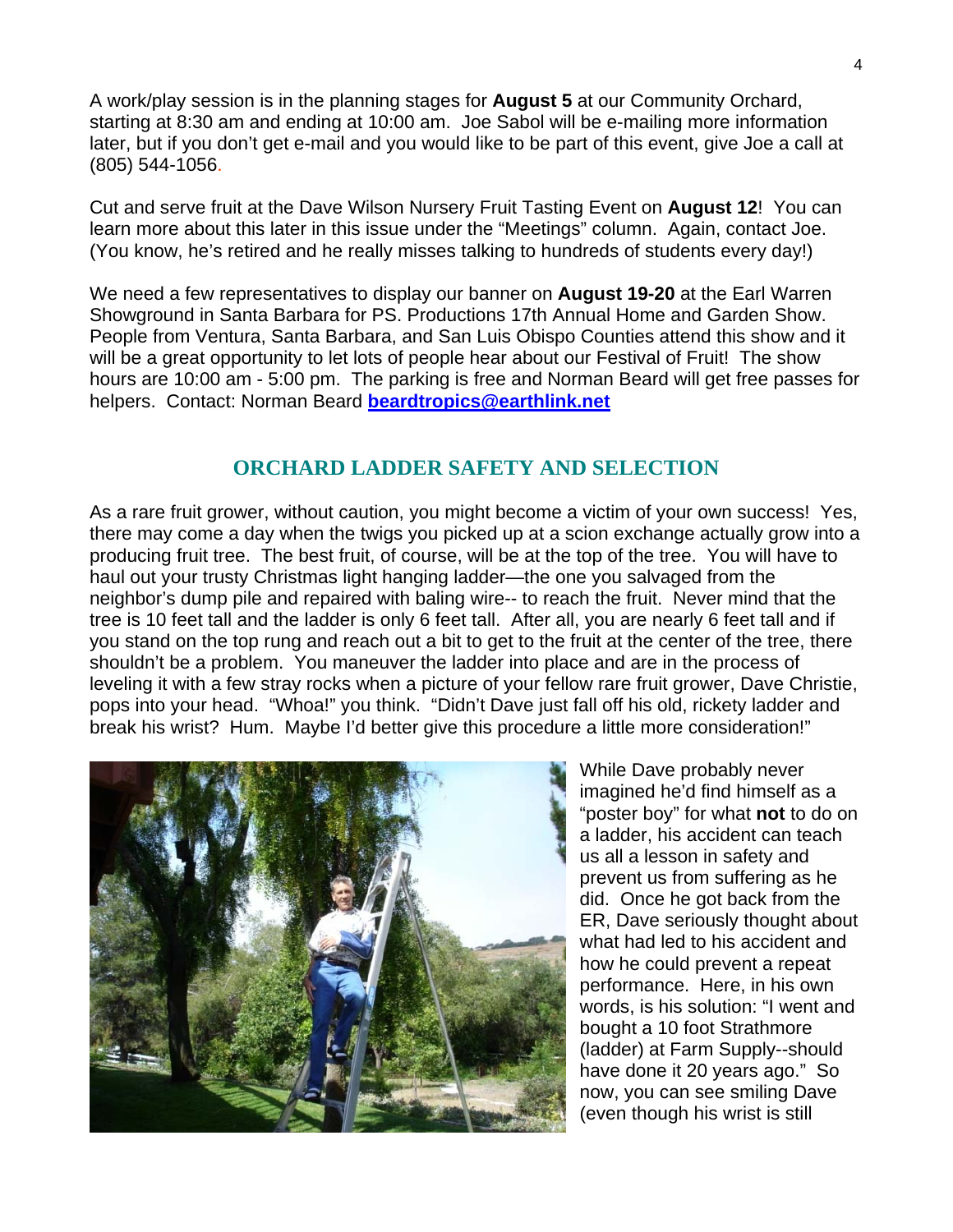A work/play session is in the planning stages for **August 5** at our Community Orchard, starting at 8:30 am and ending at 10:00 am. Joe Sabol will be e-mailing more information later, but if you don't get e-mail and you would like to be part of this event, give Joe a call at (805) 544-1056.

Cut and serve fruit at the Dave Wilson Nursery Fruit Tasting Event on **August 12**! You can learn more about this later in this issue under the "Meetings" column. Again, contact Joe. (You know, he's retired and he really misses talking to hundreds of students every day!)

We need a few representatives to display our banner on **August 19-20** at the Earl Warren Showground in Santa Barbara for PS. Productions 17th Annual Home and Garden Show. People from Ventura, Santa Barbara, and San Luis Obispo Counties attend this show and it will be a great opportunity to let lots of people hear about our Festival of Fruit! The show hours are 10:00 am - 5:00 pm. The parking is free and Norman Beard will get free passes for helpers. Contact: Norman Beard **beardtropics@earthlink.net**

## ORCHARD LADDER SAFETY AND SELECTION

As a rare fruit grower, without caution, you might become a victim of your own success! Yes, there may come a day when the twigs you picked up at a scion exchange actually grow into a producing fruit tree. The best fruit, of course, will be at the top of the tree. You will have to haul out your trusty Christmas light hanging ladder—the one you salvaged from the neighbor's dump pile and repaired with baling wire-- to reach the fruit. Never mind that the tree is 10 feet tall and the ladder is only 6 feet tall. After all, you are nearly 6 feet tall and if you stand on the top rung and reach out a bit to get to the fruit at the center of the tree, there shouldn't be a problem. You maneuver the ladder into place and are in the process of leveling it with a few stray rocks when a picture of your fellow rare fruit grower, Dave Christie, pops into your head. "Whoa!" you think. "Didn't Dave just fall off his old, rickety ladder and break his wrist? Hum. Maybe I'd better give this procedure a little more consideration!"

While Dave probably never imagined he'd find himself as a "poster boy" for what **not** to do on a ladder, his accident can teach us all a lesson in safety and prevent us from suffering as he did. Once he got back from the ER, Dave seriously thought about what had led to his accident and how he could prevent a repeat performance. Here, in his own words, is his solution: "I went and bought a 10 foot Strathmore (ladder) at Farm Supply--should have done it 20 years ago." So now, you can see smiling Dave (even though his wrist is still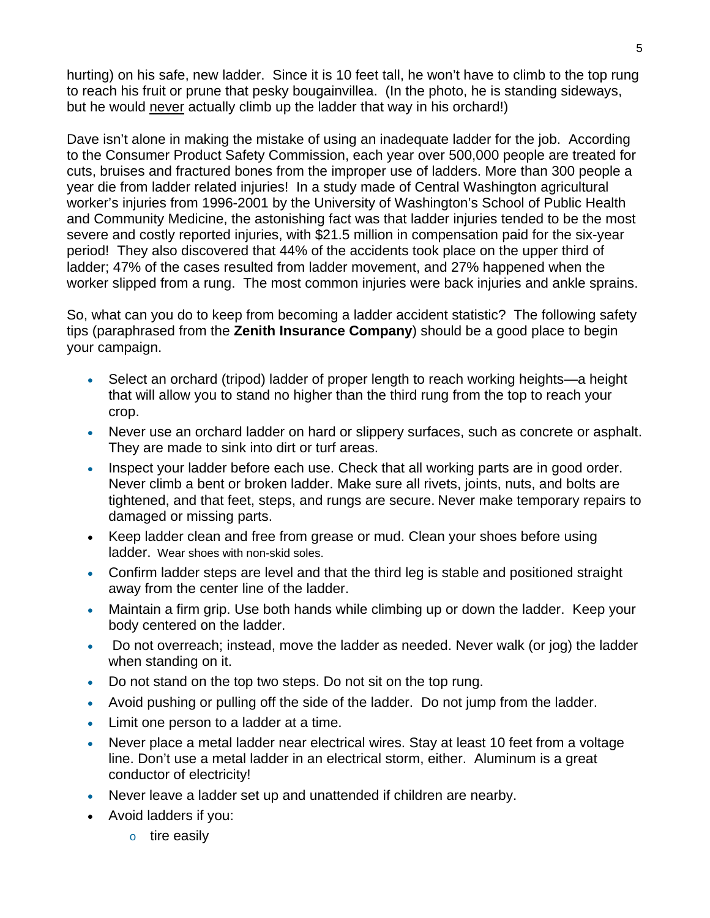hurting) on his safe, new ladder. Since it is 10 feet tall, he won't have to climb to the top rung to reach his fruit or prune that pesky bougainvillea. (In the photo, he is standing sideways, but he would <u>never</u> actually climb up the ladder that way in his orchard!)

Dave isn't alone in making the mistake of using an inadequate ladder for the job. According to the Consumer Product Safety Commission, each year over 500,000 people are treated for cuts, bruises and fractured bones from the improper use of ladders. More than 300 people a year die from ladder related injuries! In a study made of Central Washington agricultural worker's injuries from 1996-2001 by the University of Washington's School of Public Health and Community Medicine, the astonishing fact was that ladder injuries tended to be the most severe and costly reported injuries, with $21.5 million in compensation paid for the six-year period! They also discovered that 44% of the accidents took place on the upper third of ladder; 47% of the cases resulted from ladder movement, and 27% happened when the worker slipped from a rung. The most common injuries were back injuries and ankle sprains.

So, what can you do to keep from becoming a ladder accident statistic? The following safety tips (paraphrased from the **Zenith Insurance Company**) should be a good place to begin your campaign.

- Select an orchard (tripod) ladder of proper length to reach working heights—a height that will allow you to stand no higher than the third rung from the top to reach your crop.
- Never use an orchard ladder on hard or slippery surfaces, such as concrete or asphalt. They are made to sink into dirt or turf areas.
- Inspect your ladder before each use. Check that all working parts are in good order. Never climb a bent or broken ladder. Make sure all rivets, joints, nuts, and bolts are tightened, and that feet, steps, and rungs are secure. Never make temporary repairs to damaged or missing parts.
- Keep ladder clean and free from grease or mud. Clean your shoes before using ladder. Wear shoes with non-skid soles.
- Confirm ladder steps are level and that the third leg is stable and positioned straight away from the center line of the ladder.
- Maintain a firm grip. Use both hands while climbing up or down the ladder. Keep your body centered on the ladder.
- Do not overreach; instead, move the ladder as needed. Never walk (or jog) the ladder when standing on it.
- Do not stand on the top two steps. Do not sit on the top rung.
- Avoid pushing or pulling off the side of the ladder. Do not jump from the ladder.
- Limit one person to a ladder at a time.
- Never place a metal ladder near electrical wires. Stay at least 10 feet from a voltage line. Don't use a metal ladder in an electrical storm, either. Aluminum is a great conductor of electricity!
- Never leave a ladder set up and unattended if children are nearby.
- Avoid ladders if you:
  - tire easily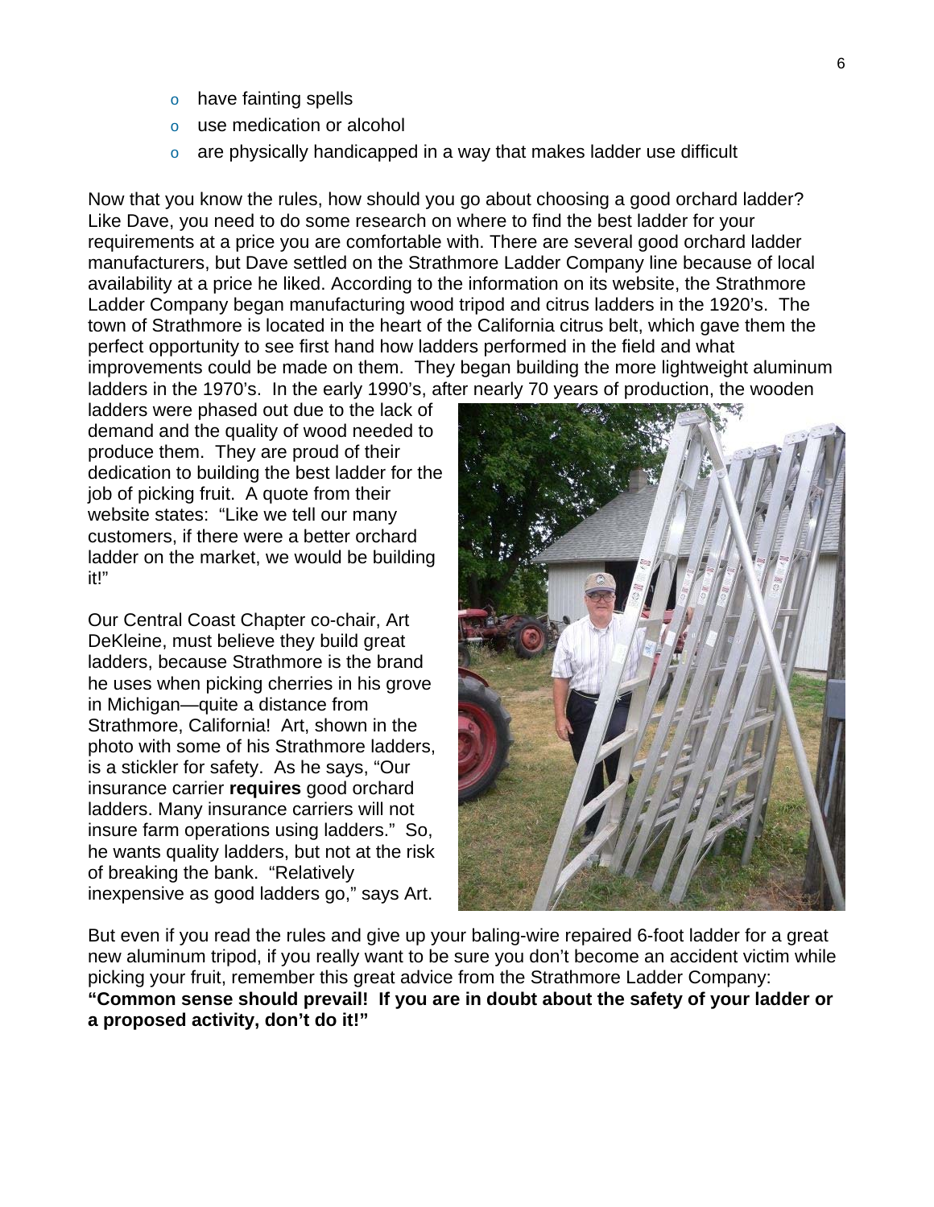- have fainting spells
- use medication or alcohol
- are physically handicapped in a way that makes ladder use difficult

Now that you know the rules, how should you go about choosing a good orchard ladder? Like Dave, you need to do some research on where to find the best ladder for your requirements at a price you are comfortable with. There are several good orchard ladder manufacturers, but Dave settled on the Strathmore Ladder Company line because of local availability at a price he liked. According to the information on its website, the Strathmore Ladder Company began manufacturing wood tripod and citrus ladders in the 1920's. The town of Strathmore is located in the heart of the California citrus belt, which gave them the perfect opportunity to see first hand how ladders performed in the field and what improvements could be made on them. They began building the more lightweight aluminum ladders in the 1970's. In the early 1990's, after nearly 70 years of production, the wooden ladders were phased out due to the lack of demand and the quality of wood needed to produce them. They are proud of their dedication to building the best ladder for the job of picking fruit. A quote from their website states: "Like we tell our many customers, if there were a better orchard ladder on the market, we would be building it!"

Our Central Coast Chapter co-chair, Art DeKleine, must believe they build great ladders, because Strathmore is the brand he uses when picking cherries in his grove in Michigan—quite a distance from Strathmore, California! Art, shown in the photo with some of his Strathmore ladders, is a stickler for safety. As he says, "Our insurance carrier **requires** good orchard ladders. Many insurance carriers will not insure farm operations using ladders." So, he wants quality ladders, but not at the risk of breaking the bank. "Relatively inexpensive as good ladders go," says Art.

But even if you read the rules and give up your baling-wire repaired 6-foot ladder for a great new aluminum tripod, if you really want to be sure you don't become an accident victim while picking your fruit, remember this great advice from the Strathmore Ladder Company: **"Common sense should prevail! If you are in doubt about the safety of your ladder or a proposed activity, don't do it!"**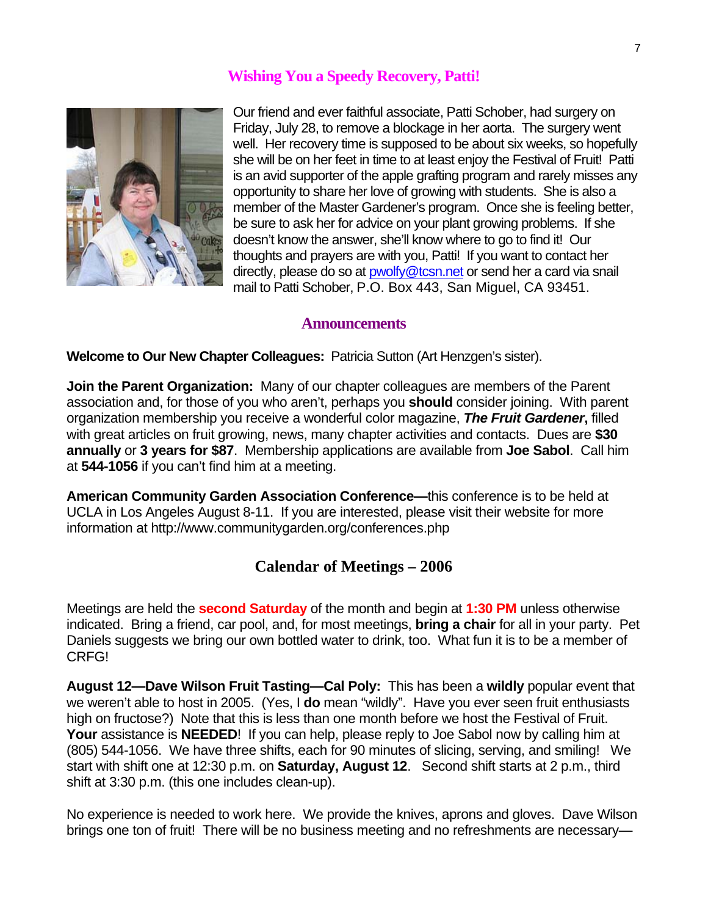## Wishing You a Speedy Recovery, Patti!

Our friend and ever faithful associate, Patti Schober, had surgery on Friday, July 28, to remove a blockage in her aorta. The surgery went well. Her recovery time is supposed to be about six weeks, so hopefully she will be on her feet in time to at least enjoy the Festival of Fruit! Patti is an avid supporter of the apple grafting program and rarely misses any opportunity to share her love of growing with students. She is also a member of the Master Gardener's program. Once she is feeling better, be sure to ask her for advice on your plant growing problems. If she doesn't know the answer, she'll know where to go to find it! Our thoughts and prayers are with you, Patti! If you want to contact her directly, please do so at pwolfy@tcsn.net or send her a card via snail mail to Patti Schober, P.O. Box 443, San Miguel, CA 93451.

## Announcements

**Welcome to Our New Chapter Colleagues:** Patricia Sutton (Art Henzgen's sister).

**Join the Parent Organization:** Many of our chapter colleagues are members of the Parent association and, for those of you who aren't, perhaps you **should** consider joining. With parent organization membership you receive a wonderful color magazine, ***The Fruit Gardener*****,** filled with great articles on fruit growing, news, many chapter activities and contacts. Dues are **$30 annually** or **3 years for $87**. Membership applications are available from **Joe Sabol**. Call him at **544-1056** if you can't find him at a meeting.

**American Community Garden Association Conference—**this conference is to be held at UCLA in Los Angeles August 8-11. If you are interested, please visit their website for more information at http://www.communitygarden.org/conferences.php

## Calendar of Meetings – 2006

Meetings are held the **second Saturday** of the month and begin at **1:30 PM** unless otherwise indicated. Bring a friend, car pool, and, for most meetings, **bring a chair** for all in your party. Pet Daniels suggests we bring our own bottled water to drink, too. What fun it is to be a member of CRFG!

**August 12—Dave Wilson Fruit Tasting—Cal Poly:** This has been a **wildly** popular event that we weren't able to host in 2005. (Yes, I **do** mean "wildly". Have you ever seen fruit enthusiasts high on fructose?) Note that this is less than one month before we host the Festival of Fruit. **Your** assistance is **NEEDED**! If you can help, please reply to Joe Sabol now by calling him at (805) 544-1056. We have three shifts, each for 90 minutes of slicing, serving, and smiling! We start with shift one at 12:30 p.m. on **Saturday, August 12**. Second shift starts at 2 p.m., third shift at 3:30 p.m. (this one includes clean-up).

No experience is needed to work here. We provide the knives, aprons and gloves. Dave Wilson brings one ton of fruit! There will be no business meeting and no refreshments are necessary—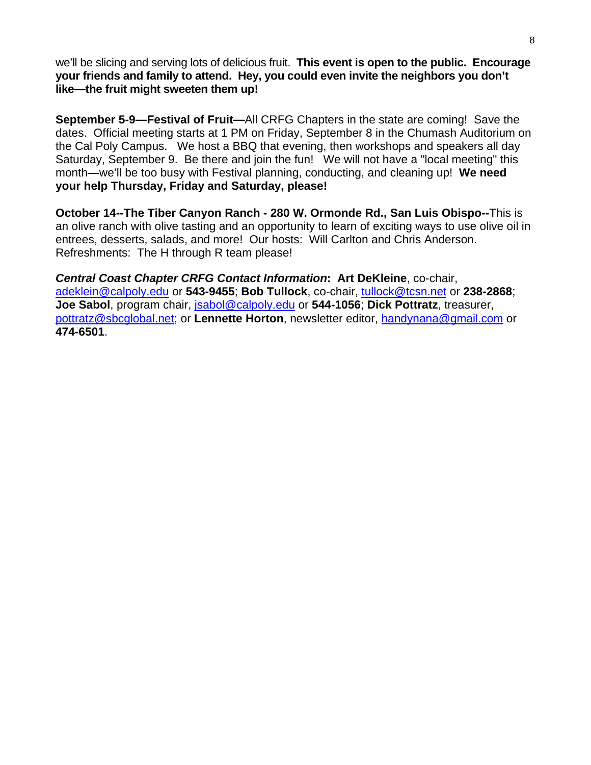we'll be slicing and serving lots of delicious fruit. **This event is open to the public. Encourage your friends and family to attend. Hey, you could even invite the neighbors you don't like—the fruit might sweeten them up!**

**September 5-9—Festival of Fruit—**All CRFG Chapters in the state are coming! Save the dates. Official meeting starts at 1 PM on Friday, September 8 in the Chumash Auditorium on the Cal Poly Campus. We host a BBQ that evening, then workshops and speakers all day Saturday, September 9. Be there and join the fun! We will not have a "local meeting" this month—we'll be too busy with Festival planning, conducting, and cleaning up! **We need your help Thursday, Friday and Saturday, please!**

**October 14--The Tiber Canyon Ranch - 280 W. Ormonde Rd., San Luis Obispo--**This is an olive ranch with olive tasting and an opportunity to learn of exciting ways to use olive oil in entrees, desserts, salads, and more! Our hosts: Will Carlton and Chris Anderson. Refreshments: The H through R team please!

***Central Coast Chapter CRFG Contact Information*: Art DeKleine**, co-chair, adeklein@calpoly.edu or **543-9455**; **Bob Tullock**, co-chair, tullock@tcsn.net or **238-2868**; **Joe Sabol**, program chair, jsabol@calpoly.edu or **544-1056**; **Dick Pottratz**, treasurer, pottratz@sbcglobal.net; or **Lennette Horton**, newsletter editor, handynana@gmail.com or **474-6501**.